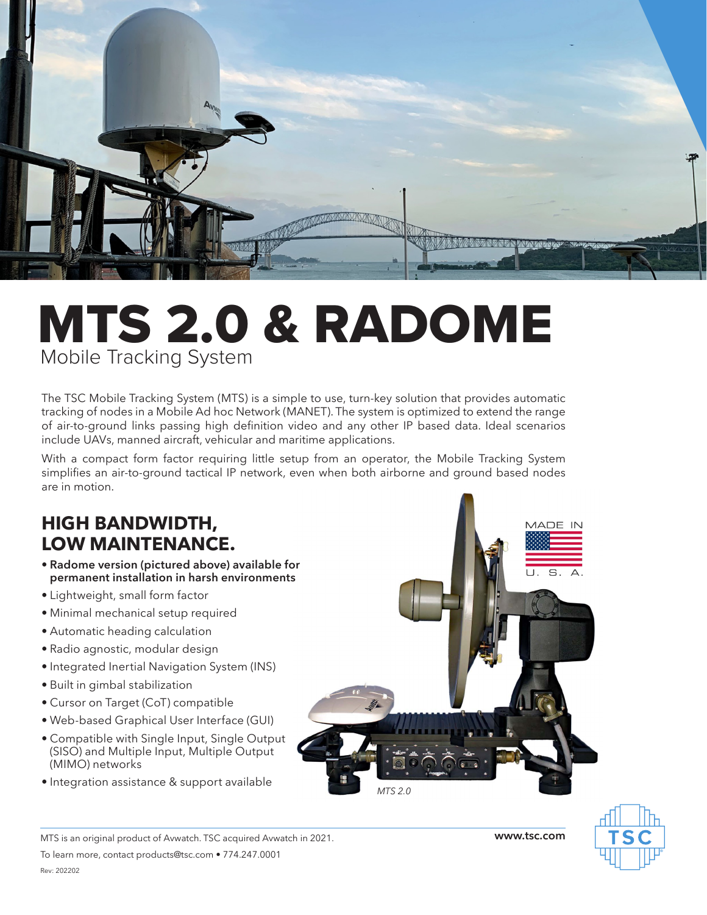# MTS 2.0 & RADOME

Mobile Tracking System

The TSC Mobile Tracking System (MTS) is a simple to use, turn-key solution that provides automatic tracking of nodes in a Mobile Ad hoc Network (MANET). The system is optimized to extend the range of air-to-ground links passing high definition video and any other IP based data. Ideal scenarios include UAVs, manned aircraft, vehicular and maritime applications.

With a compact form factor requiring little setup from an operator, the Mobile Tracking System simplifies an air-to-ground tactical IP network, even when both airborne and ground based nodes are in motion.

## HIGH BANDWIDTH, LOW MAINTENANCE.

- **Radome version (pictured above) available for permanent installation in harsh environments**
- Lightweight, small form factor
- Minimal mechanical setup required
- Automatic heading calculation
- Radio agnostic, modular design
- Integrated Inertial Navigation System (INS)
- Built in gimbal stabilization
- Cursor on Target (CoT) compatible
- Web-based Graphical User Interface (GUI)
- Compatible with Single Input, Single Output (SISO) and Multiple Input, Multiple Output (MIMO) networks
- Integration assistance & support available

MADE IN U. S. A.

*MTS 2.0*

MTS is an original product of Avwatch. TSC acquired Avwatch in 2021.

To learn more, contact products@tsc.com • 774.247.0001

**www.tsc.com**

Rev: 202202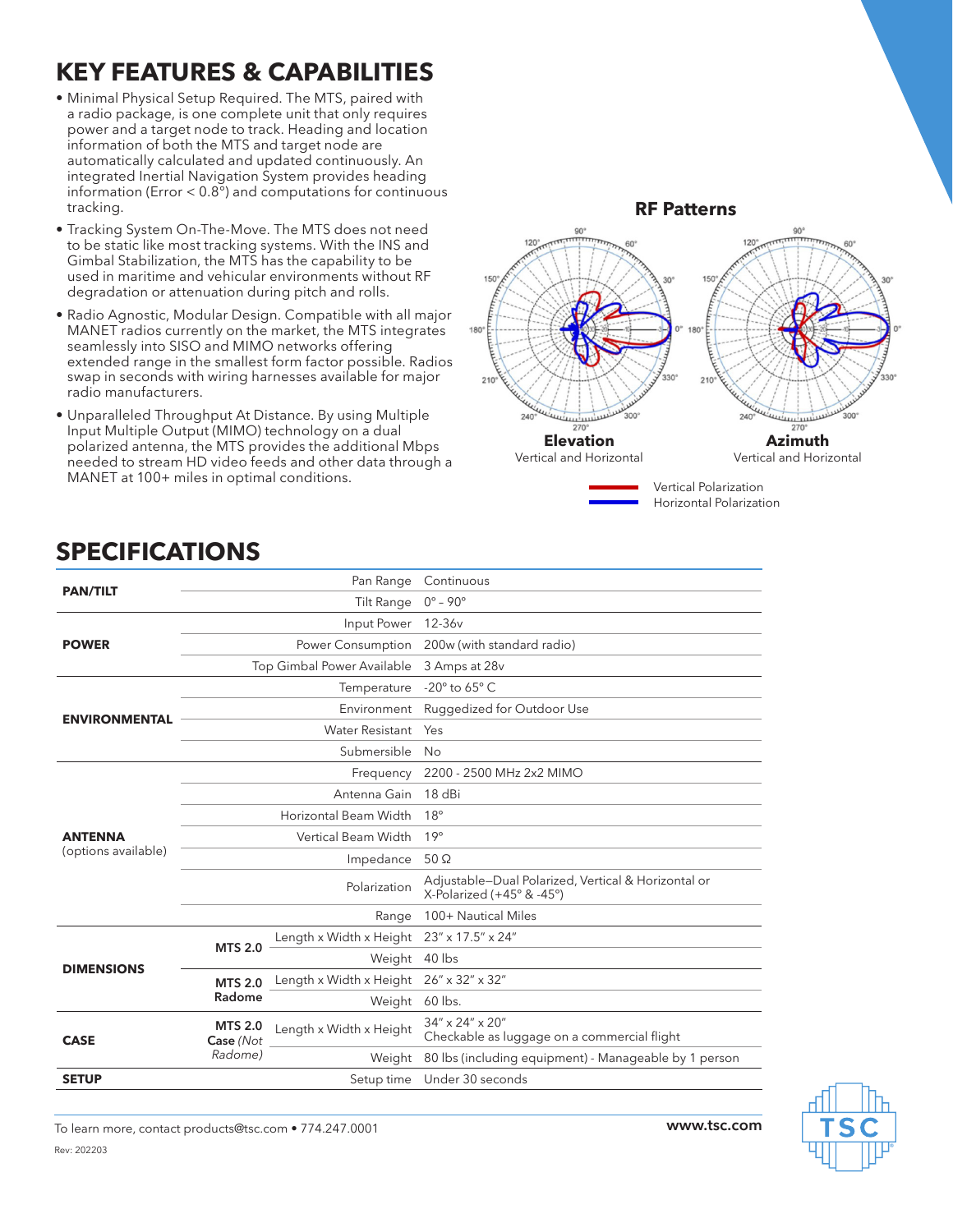## KEY FEATURES & CAPABILITIES

- Minimal Physical Setup Required. The MTS, paired with a radio package, is one complete unit that only requires power and a target node to track. Heading and location information of both the MTS and target node are automatically calculated and updated continuously. An integrated Inertial Navigation System provides heading information (Error < 0.8°) and computations for continuous tracking.
- Tracking System On-The-Move. The MTS does not need to be static like most tracking systems. With the INS and Gimbal Stabilization, the MTS has the capability to be used in maritime and vehicular environments without RF degradation or attenuation during pitch and rolls.
- Radio Agnostic, Modular Design. Compatible with all major MANET radios currently on the market, the MTS integrates seamlessly into SISO and MIMO networks offering extended range in the smallest form factor possible. Radios swap in seconds with wiring harnesses available for major radio manufacturers.
- Unparalleled Throughput At Distance. By using Multiple Input Multiple Output (MIMO) technology on a dual polarized antenna, the MTS provides the additional Mbps needed to stream HD video feeds and other data through a MANET at 100+ miles in optimal conditions.

### RF Patterns

**Elevation**
Vertical and Horizontal

**Azimuth**
Vertical and Horizontal

Vertical Polarization
Horizontal Polarization

## SPECIFICATIONS

| | | | |
|---|---|---|---|
| **PAN/TILT** | | Pan Range | Continuous |
| | | Tilt Range | 0° – 90° |
| **POWER** | | Input Power | 12-36v |
| | | Power Consumption | 200w (with standard radio) |
| | | Top Gimbal Power Available | 3 Amps at 28v |
| **ENVIRONMENTAL** | | Temperature | -20° to 65° C |
| | | Environment | Ruggedized for Outdoor Use |
| | | Water Resistant | Yes |
| | | Submersible | No |
| **ANTENNA** (options available) | | Frequency | 2200 - 2500 MHz 2x2 MIMO |
| | | Antenna Gain | 18 dBi |
| | | Horizontal Beam Width | 18° |
| | | Vertical Beam Width | 19° |
| | | Impedance | 50 Ω |
| | | Polarization | Adjustable—Dual Polarized, Vertical & Horizontal or X-Polarized (+45° & -45°) |
| | | Range | 100+ Nautical Miles |
| **DIMENSIONS** | **MTS 2.0** | Length x Width x Height | 23″ x 17.5″ x 24″ |
| | | Weight | 40 lbs |
| | **MTS 2.0 Radome** | Length x Width x Height | 26″ x 32″ x 32″ |
| | | Weight | 60 lbs. |
| **CASE** | **MTS 2.0 Case** *(Not Radome)* | Length x Width x Height | 34″ x 24″ x 20″ Checkable as luggage on a commercial flight |
| | | Weight | 80 lbs (including equipment) - Manageable by 1 person |
| **SETUP** | | Setup time | Under 30 seconds |

To learn more, contact products@tsc.com • 774.247.0001

**www.tsc.com**

Rev: 202203